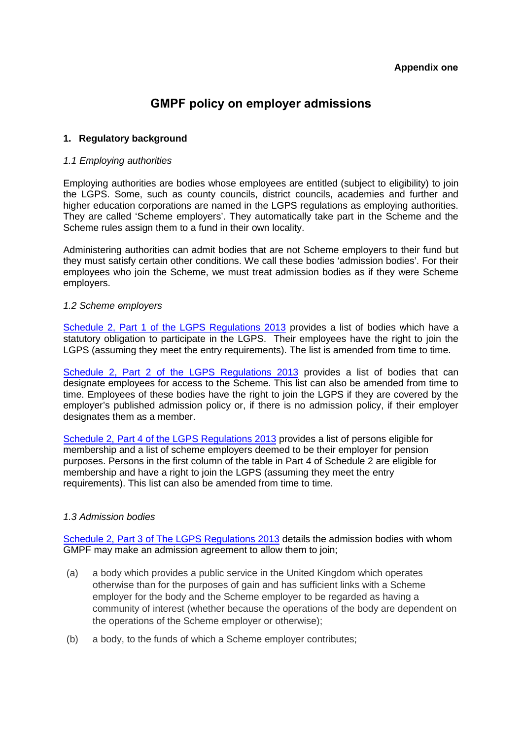**Appendix one**

# GMPF policy on employer admissions

## 1. Regulatory background

*1.1 Employing authorities*

Employing authorities are bodies whose employees are entitled (subject to eligibility) to join the LGPS. Some, such as county councils, district councils, academies and further and higher education corporations are named in the LGPS regulations as employing authorities. They are called 'Scheme employers'. They automatically take part in the Scheme and the Scheme rules assign them to a fund in their own locality.

Administering authorities can admit bodies that are not Scheme employers to their fund but they must satisfy certain other conditions. We call these bodies 'admission bodies'. For their employees who join the Scheme, we must treat admission bodies as if they were Scheme employers.

*1.2 Scheme employers*

Schedule 2, Part 1 of the LGPS Regulations 2013 provides a list of bodies which have a statutory obligation to participate in the LGPS. Their employees have the right to join the LGPS (assuming they meet the entry requirements). The list is amended from time to time.

Schedule 2, Part 2 of the LGPS Regulations 2013 provides a list of bodies that can designate employees for access to the Scheme. This list can also be amended from time to time. Employees of these bodies have the right to join the LGPS if they are covered by the employer's published admission policy or, if there is no admission policy, if their employer designates them as a member.

Schedule 2, Part 4 of the LGPS Regulations 2013 provides a list of persons eligible for membership and a list of scheme employers deemed to be their employer for pension purposes. Persons in the first column of the table in Part 4 of Schedule 2 are eligible for membership and have a right to join the LGPS (assuming they meet the entry requirements). This list can also be amended from time to time.

*1.3 Admission bodies*

Schedule 2, Part 3 of The LGPS Regulations 2013 details the admission bodies with whom GMPF may make an admission agreement to allow them to join;

(a) a body which provides a public service in the United Kingdom which operates otherwise than for the purposes of gain and has sufficient links with a Scheme employer for the body and the Scheme employer to be regarded as having a community of interest (whether because the operations of the body are dependent on the operations of the Scheme employer or otherwise);

(b) a body, to the funds of which a Scheme employer contributes;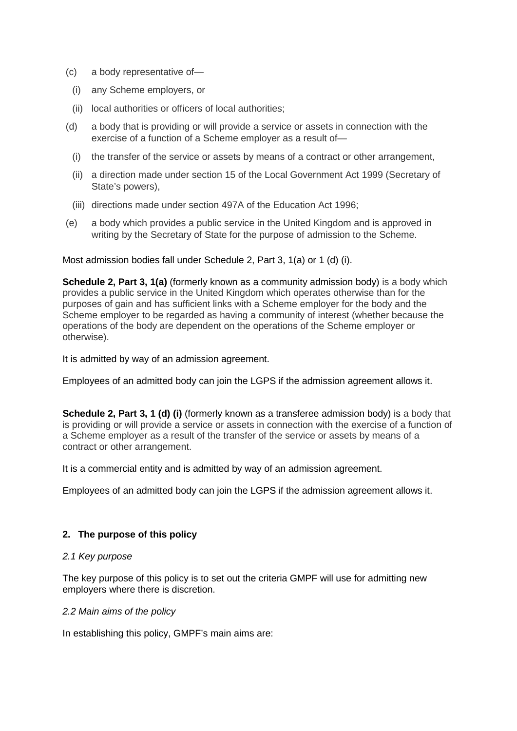(c) a body representative of—

   (i) any Scheme employers, or

   (ii) local authorities or officers of local authorities;

(d) a body that is providing or will provide a service or assets in connection with the exercise of a function of a Scheme employer as a result of—

   (i) the transfer of the service or assets by means of a contract or other arrangement,

   (ii) a direction made under section 15 of the Local Government Act 1999 (Secretary of State's powers),

   (iii) directions made under section 497A of the Education Act 1996;

(e) a body which provides a public service in the United Kingdom and is approved in writing by the Secretary of State for the purpose of admission to the Scheme.

Most admission bodies fall under Schedule 2, Part 3, 1(a) or 1 (d) (i).

**Schedule 2, Part 3, 1(a)** (formerly known as a community admission body) is a body which provides a public service in the United Kingdom which operates otherwise than for the purposes of gain and has sufficient links with a Scheme employer for the body and the Scheme employer to be regarded as having a community of interest (whether because the operations of the body are dependent on the operations of the Scheme employer or otherwise).

It is admitted by way of an admission agreement.

Employees of an admitted body can join the LGPS if the admission agreement allows it.

**Schedule 2, Part 3, 1 (d) (i)** (formerly known as a transferee admission body) is a body that is providing or will provide a service or assets in connection with the exercise of a function of a Scheme employer as a result of the transfer of the service or assets by means of a contract or other arrangement.

It is a commercial entity and is admitted by way of an admission agreement.

Employees of an admitted body can join the LGPS if the admission agreement allows it.

## 2. The purpose of this policy

*2.1 Key purpose*

The key purpose of this policy is to set out the criteria GMPF will use for admitting new employers where there is discretion.

*2.2 Main aims of the policy*

In establishing this policy, GMPF's main aims are: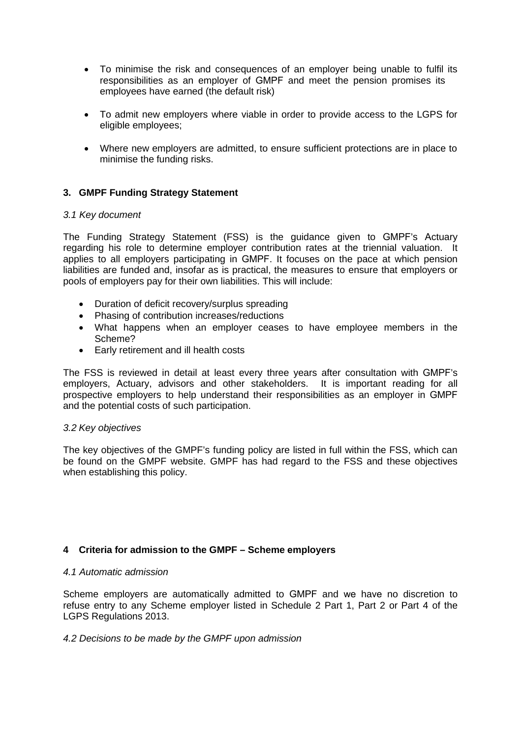- To minimise the risk and consequences of an employer being unable to fulfil its responsibilities as an employer of GMPF and meet the pension promises its employees have earned (the default risk)

- To admit new employers where viable in order to provide access to the LGPS for eligible employees;

- Where new employers are admitted, to ensure sufficient protections are in place to minimise the funding risks.

## 3. GMPF Funding Strategy Statement

*3.1 Key document*

The Funding Strategy Statement (FSS) is the guidance given to GMPF's Actuary regarding his role to determine employer contribution rates at the triennial valuation. It applies to all employers participating in GMPF. It focuses on the pace at which pension liabilities are funded and, insofar as is practical, the measures to ensure that employers or pools of employers pay for their own liabilities. This will include:

- Duration of deficit recovery/surplus spreading
- Phasing of contribution increases/reductions
- What happens when an employer ceases to have employee members in the Scheme?
- Early retirement and ill health costs

The FSS is reviewed in detail at least every three years after consultation with GMPF's employers, Actuary, advisors and other stakeholders. It is important reading for all prospective employers to help understand their responsibilities as an employer in GMPF and the potential costs of such participation.

*3.2 Key objectives*

The key objectives of the GMPF's funding policy are listed in full within the FSS, which can be found on the GMPF website. GMPF has had regard to the FSS and these objectives when establishing this policy.

## 4 Criteria for admission to the GMPF – Scheme employers

*4.1 Automatic admission*

Scheme employers are automatically admitted to GMPF and we have no discretion to refuse entry to any Scheme employer listed in Schedule 2 Part 1, Part 2 or Part 4 of the LGPS Regulations 2013.

*4.2 Decisions to be made by the GMPF upon admission*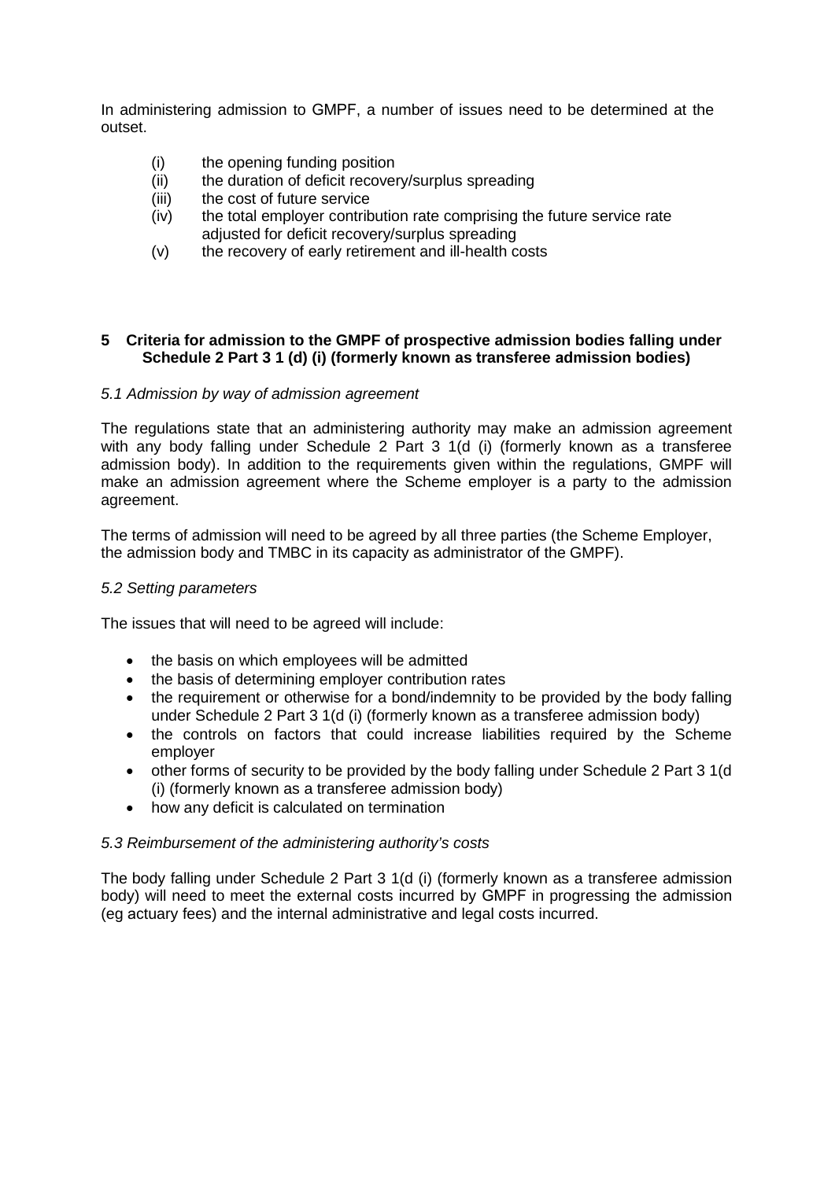In administering admission to GMPF, a number of issues need to be determined at the outset.

(i) the opening funding position
(ii) the duration of deficit recovery/surplus spreading
(iii) the cost of future service
(iv) the total employer contribution rate comprising the future service rate adjusted for deficit recovery/surplus spreading
(v) the recovery of early retirement and ill-health costs

## 5 Criteria for admission to the GMPF of prospective admission bodies falling under Schedule 2 Part 3 1 (d) (i) (formerly known as transferee admission bodies)

*5.1 Admission by way of admission agreement*

The regulations state that an administering authority may make an admission agreement with any body falling under Schedule 2 Part 3 1(d (i) (formerly known as a transferee admission body). In addition to the requirements given within the regulations, GMPF will make an admission agreement where the Scheme employer is a party to the admission agreement.

The terms of admission will need to be agreed by all three parties (the Scheme Employer, the admission body and TMBC in its capacity as administrator of the GMPF).

*5.2 Setting parameters*

The issues that will need to be agreed will include:

- the basis on which employees will be admitted
- the basis of determining employer contribution rates
- the requirement or otherwise for a bond/indemnity to be provided by the body falling under Schedule 2 Part 3 1(d (i) (formerly known as a transferee admission body)
- the controls on factors that could increase liabilities required by the Scheme employer
- other forms of security to be provided by the body falling under Schedule 2 Part 3 1(d (i) (formerly known as a transferee admission body)
- how any deficit is calculated on termination

*5.3 Reimbursement of the administering authority's costs*

The body falling under Schedule 2 Part 3 1(d (i) (formerly known as a transferee admission body) will need to meet the external costs incurred by GMPF in progressing the admission (eg actuary fees) and the internal administrative and legal costs incurred.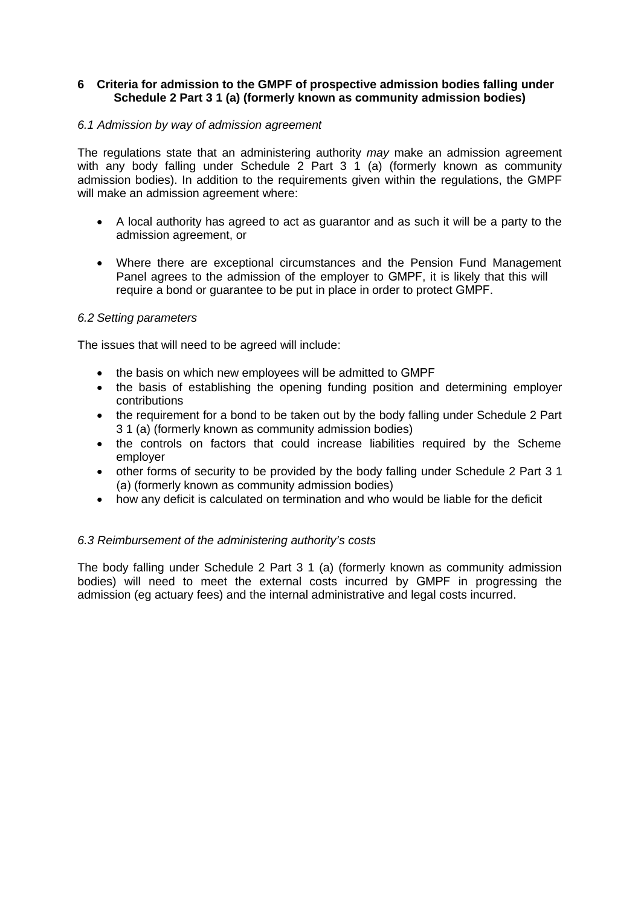## 6 Criteria for admission to the GMPF of prospective admission bodies falling under Schedule 2 Part 3 1 (a) (formerly known as community admission bodies)

### *6.1 Admission by way of admission agreement*

The regulations state that an administering authority *may* make an admission agreement with any body falling under Schedule 2 Part 3 1 (a) (formerly known as community admission bodies). In addition to the requirements given within the regulations, the GMPF will make an admission agreement where:

- A local authority has agreed to act as guarantor and as such it will be a party to the admission agreement, or
- Where there are exceptional circumstances and the Pension Fund Management Panel agrees to the admission of the employer to GMPF, it is likely that this will require a bond or guarantee to be put in place in order to protect GMPF.

### *6.2 Setting parameters*

The issues that will need to be agreed will include:

- the basis on which new employees will be admitted to GMPF
- the basis of establishing the opening funding position and determining employer contributions
- the requirement for a bond to be taken out by the body falling under Schedule 2 Part 3 1 (a) (formerly known as community admission bodies)
- the controls on factors that could increase liabilities required by the Scheme employer
- other forms of security to be provided by the body falling under Schedule 2 Part 3 1 (a) (formerly known as community admission bodies)
- how any deficit is calculated on termination and who would be liable for the deficit

### *6.3 Reimbursement of the administering authority's costs*

The body falling under Schedule 2 Part 3 1 (a) (formerly known as community admission bodies) will need to meet the external costs incurred by GMPF in progressing the admission (eg actuary fees) and the internal administrative and legal costs incurred.